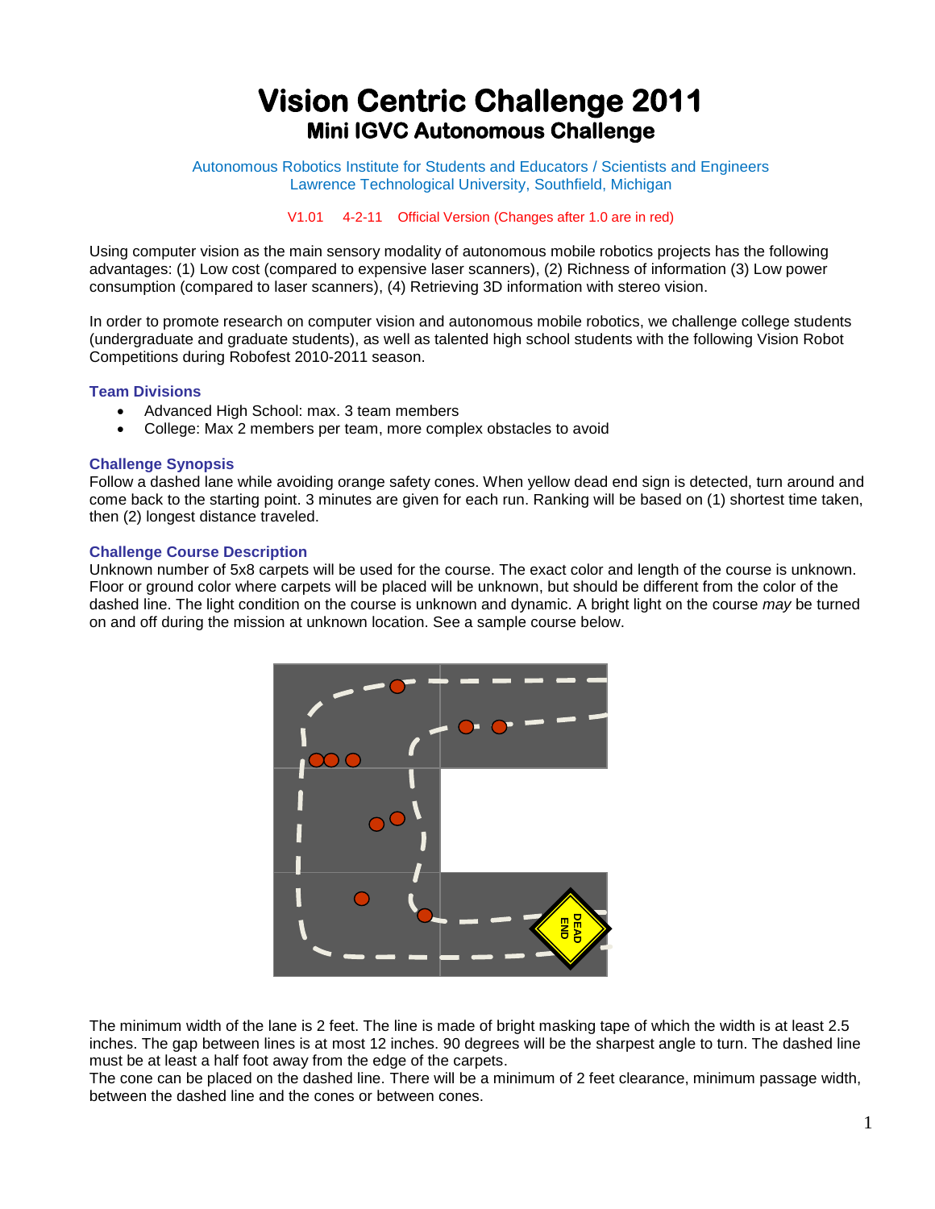# Vision Centric Challenge 2011

## Mini IGVC Autonomous Challenge

Autonomous Robotics Institute for Students and Educators / Scientists and Engineers
Lawrence Technological University, Southfield, Michigan

V1.01 4-2-11 Official Version (Changes after 1.0 are in red)

Using computer vision as the main sensory modality of autonomous mobile robotics projects has the following advantages: (1) Low cost (compared to expensive laser scanners), (2) Richness of information (3) Low power consumption (compared to laser scanners), (4) Retrieving 3D information with stereo vision.

In order to promote research on computer vision and autonomous mobile robotics, we challenge college students (undergraduate and graduate students), as well as talented high school students with the following Vision Robot Competitions during Robofest 2010-2011 season.

### Team Divisions

- Advanced High School: max. 3 team members
- College: Max 2 members per team, more complex obstacles to avoid

### Challenge Synopsis

Follow a dashed lane while avoiding orange safety cones. When yellow dead end sign is detected, turn around and come back to the starting point. 3 minutes are given for each run. Ranking will be based on (1) shortest time taken, then (2) longest distance traveled.

### Challenge Course Description

Unknown number of 5x8 carpets will be used for the course. The exact color and length of the course is unknown. Floor or ground color where carpets will be placed will be unknown, but should be different from the color of the dashed line. The light condition on the course is unknown and dynamic. A bright light on the course *may* be turned on and off during the mission at unknown location. See a sample course below.

The minimum width of the lane is 2 feet. The line is made of bright masking tape of which the width is at least 2.5 inches. The gap between lines is at most 12 inches. 90 degrees will be the sharpest angle to turn. The dashed line must be at least a half foot away from the edge of the carpets.

The cone can be placed on the dashed line. There will be a minimum of 2 feet clearance, minimum passage width, between the dashed line and the cones or between cones.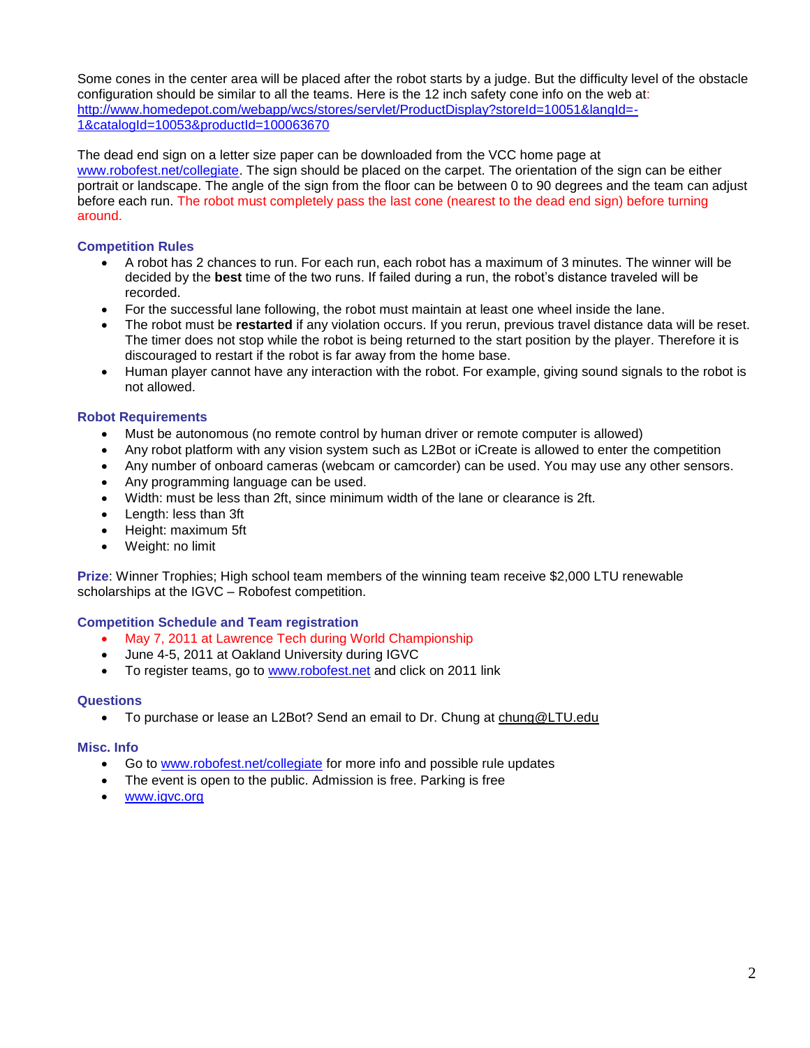Some cones in the center area will be placed after the robot starts by a judge. But the difficulty level of the obstacle configuration should be similar to all the teams. Here is the 12 inch safety cone info on the web at: http://www.homedepot.com/webapp/wcs/stores/servlet/ProductDisplay?storeId=10051&langId=-1&catalogId=10053&productId=100063670

The dead end sign on a letter size paper can be downloaded from the VCC home page at www.robofest.net/collegiate. The sign should be placed on the carpet. The orientation of the sign can be either portrait or landscape. The angle of the sign from the floor can be between 0 to 90 degrees and the team can adjust before each run. The robot must completely pass the last cone (nearest to the dead end sign) before turning around.

### Competition Rules

- A robot has 2 chances to run. For each run, each robot has a maximum of 3 minutes. The winner will be decided by the **best** time of the two runs. If failed during a run, the robot's distance traveled will be recorded.
- For the successful lane following, the robot must maintain at least one wheel inside the lane.
- The robot must be **restarted** if any violation occurs. If you rerun, previous travel distance data will be reset. The timer does not stop while the robot is being returned to the start position by the player. Therefore it is discouraged to restart if the robot is far away from the home base.
- Human player cannot have any interaction with the robot. For example, giving sound signals to the robot is not allowed.

### Robot Requirements

- Must be autonomous (no remote control by human driver or remote computer is allowed)
- Any robot platform with any vision system such as L2Bot or iCreate is allowed to enter the competition
- Any number of onboard cameras (webcam or camcorder) can be used. You may use any other sensors.
- Any programming language can be used.
- Width: must be less than 2ft, since minimum width of the lane or clearance is 2ft.
- Length: less than 3ft
- Height: maximum 5ft
- Weight: no limit

**Prize**: Winner Trophies; High school team members of the winning team receive $2,000 LTU renewable scholarships at the IGVC – Robofest competition.

### Competition Schedule and Team registration

- May 7, 2011 at Lawrence Tech during World Championship
- June 4-5, 2011 at Oakland University during IGVC
- To register teams, go to www.robofest.net and click on 2011 link

### Questions

- To purchase or lease an L2Bot? Send an email to Dr. Chung at chung@LTU.edu

### Misc. Info

- Go to www.robofest.net/collegiate for more info and possible rule updates
- The event is open to the public. Admission is free. Parking is free
- www.igvc.org